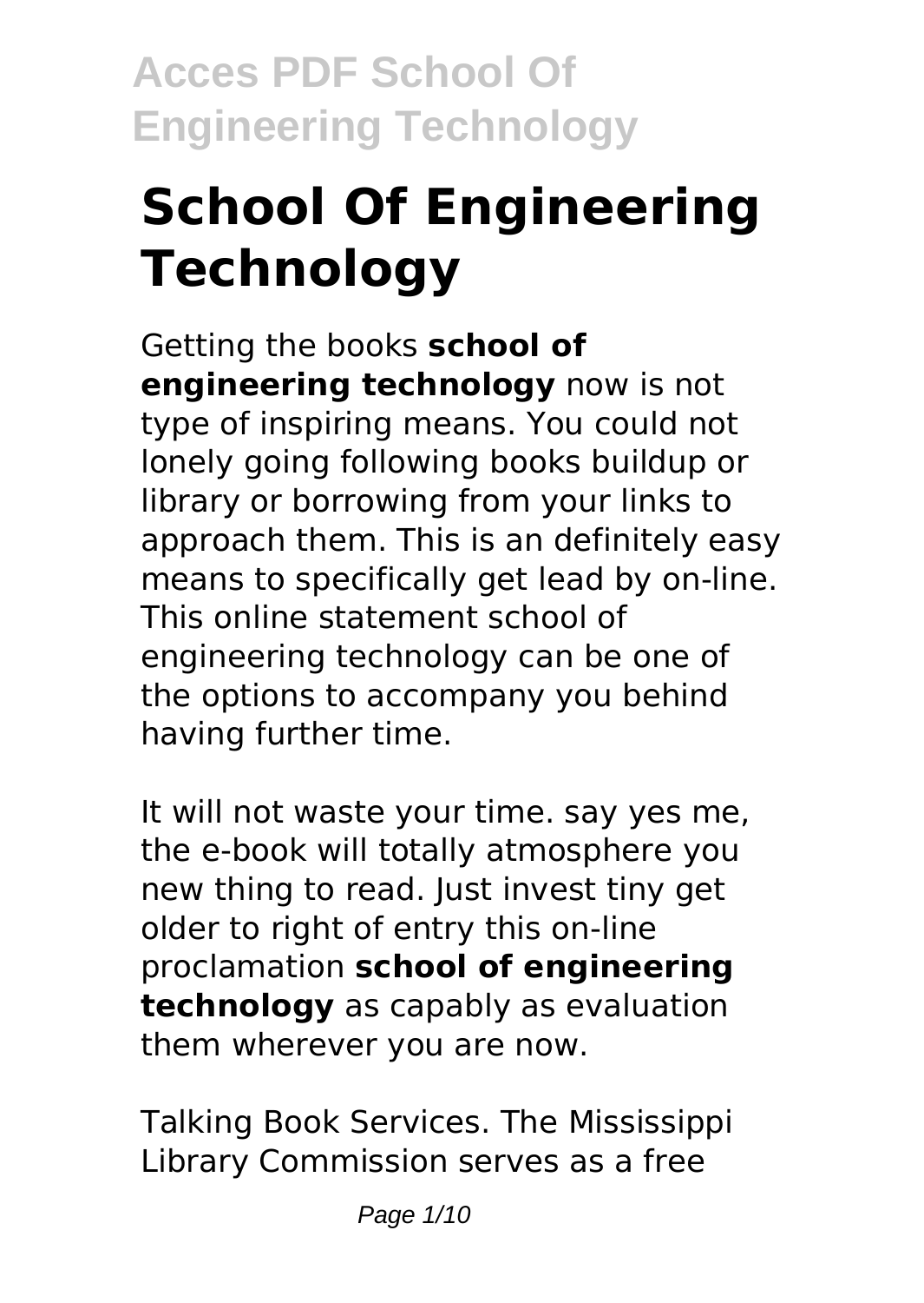# School Of Engineering Technology

Getting the books **school of engineering technology** now is not type of inspiring means. You could not lonely going following books buildup or library or borrowing from your links to approach them. This is an definitely easy means to specifically get lead by on-line. This online statement school of engineering technology can be one of the options to accompany you behind having further time.

It will not waste your time. say yes me, the e-book will totally atmosphere you new thing to read. Just invest tiny get older to right of entry this on-line proclamation **school of engineering technology** as capably as evaluation them wherever you are now.

Talking Book Services. The Mississippi Library Commission serves as a free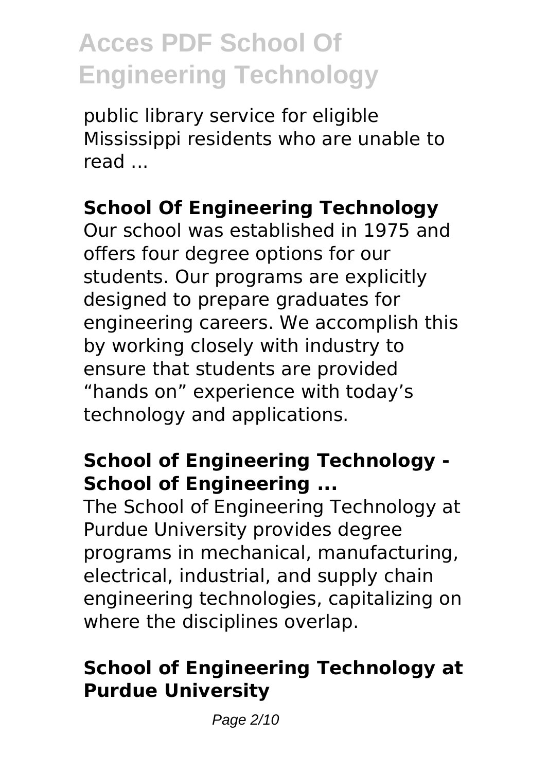public library service for eligible Mississippi residents who are unable to read ...

## School Of Engineering Technology

Our school was established in 1975 and offers four degree options for our students. Our programs are explicitly designed to prepare graduates for engineering careers. We accomplish this by working closely with industry to ensure that students are provided "hands on" experience with today's technology and applications.

## School of Engineering Technology - School of Engineering ...

The School of Engineering Technology at Purdue University provides degree programs in mechanical, manufacturing, electrical, industrial, and supply chain engineering technologies, capitalizing on where the disciplines overlap.

## School of Engineering Technology at Purdue University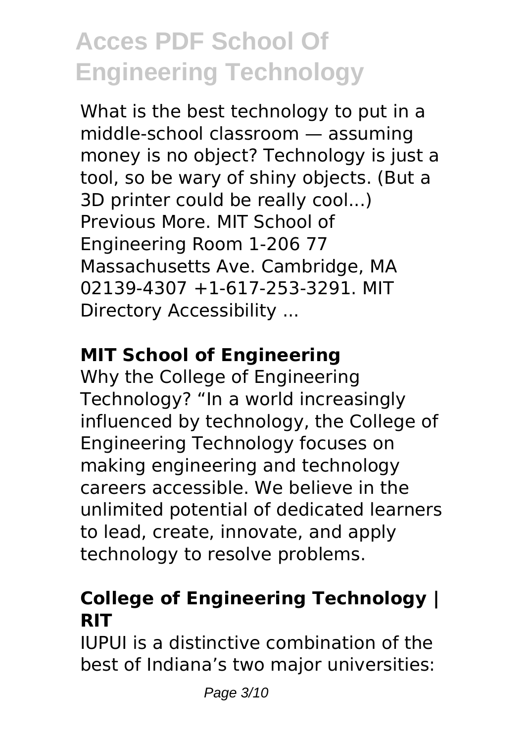What is the best technology to put in a middle-school classroom — assuming money is no object? Technology is just a tool, so be wary of shiny objects. (But a 3D printer could be really cool…) Previous More. MIT School of Engineering Room 1-206 77 Massachusetts Ave. Cambridge, MA 02139-4307 +1-617-253-3291. MIT Directory Accessibility ...

### **MIT School of Engineering**

Why the College of Engineering Technology? “In a world increasingly influenced by technology, the College of Engineering Technology focuses on making engineering and technology careers accessible. We believe in the unlimited potential of dedicated learners to lead, create, innovate, and apply technology to resolve problems.

### **College of Engineering Technology | RIT**

IUPUI is a distinctive combination of the best of Indiana’s two major universities: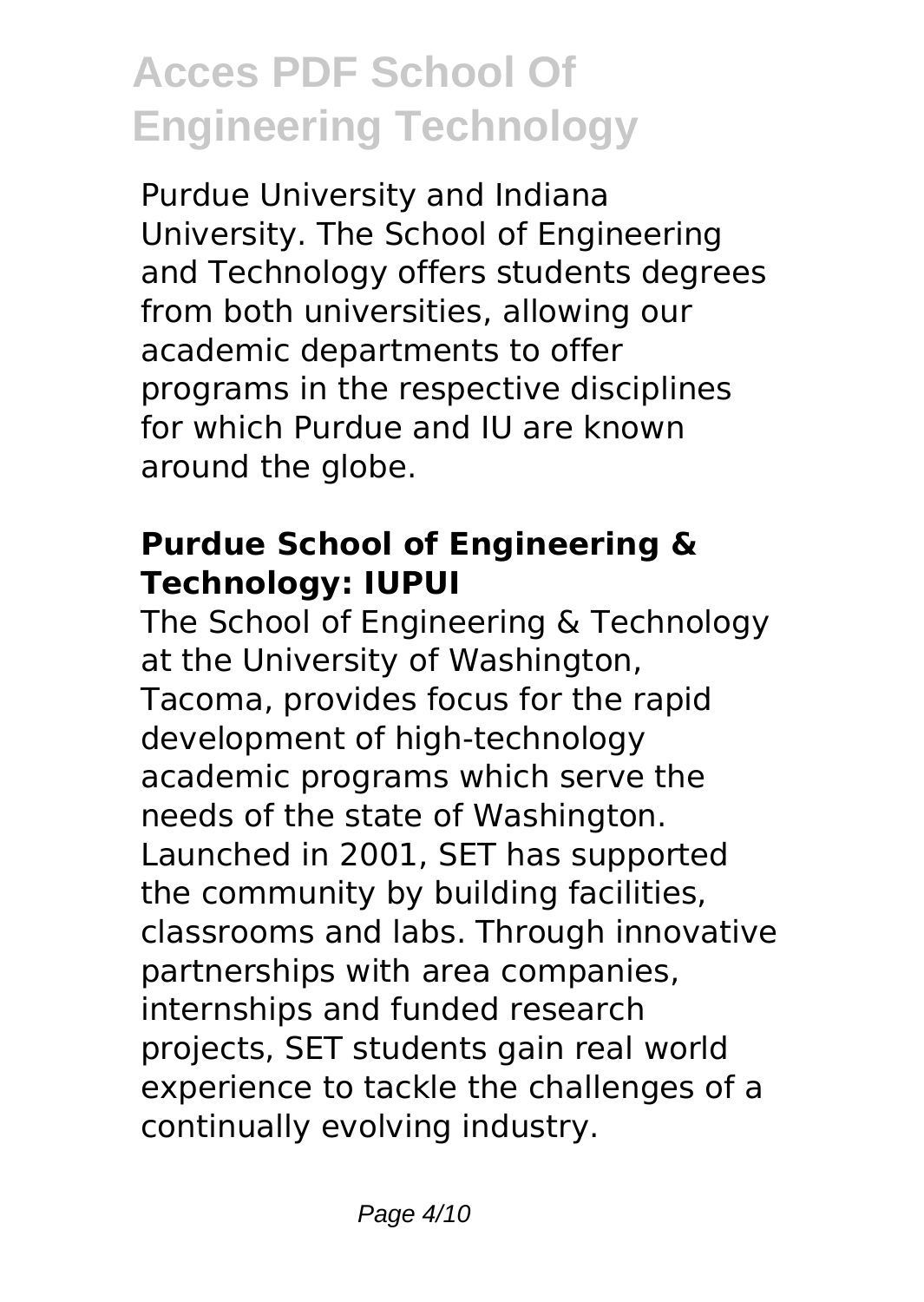Purdue University and Indiana University. The School of Engineering and Technology offers students degrees from both universities, allowing our academic departments to offer programs in the respective disciplines for which Purdue and IU are known around the globe.

### **Purdue School of Engineering & Technology: IUPUI**

The School of Engineering & Technology at the University of Washington, Tacoma, provides focus for the rapid development of high-technology academic programs which serve the needs of the state of Washington. Launched in 2001, SET has supported the community by building facilities, classrooms and labs. Through innovative partnerships with area companies, internships and funded research projects, SET students gain real world experience to tackle the challenges of a continually evolving industry.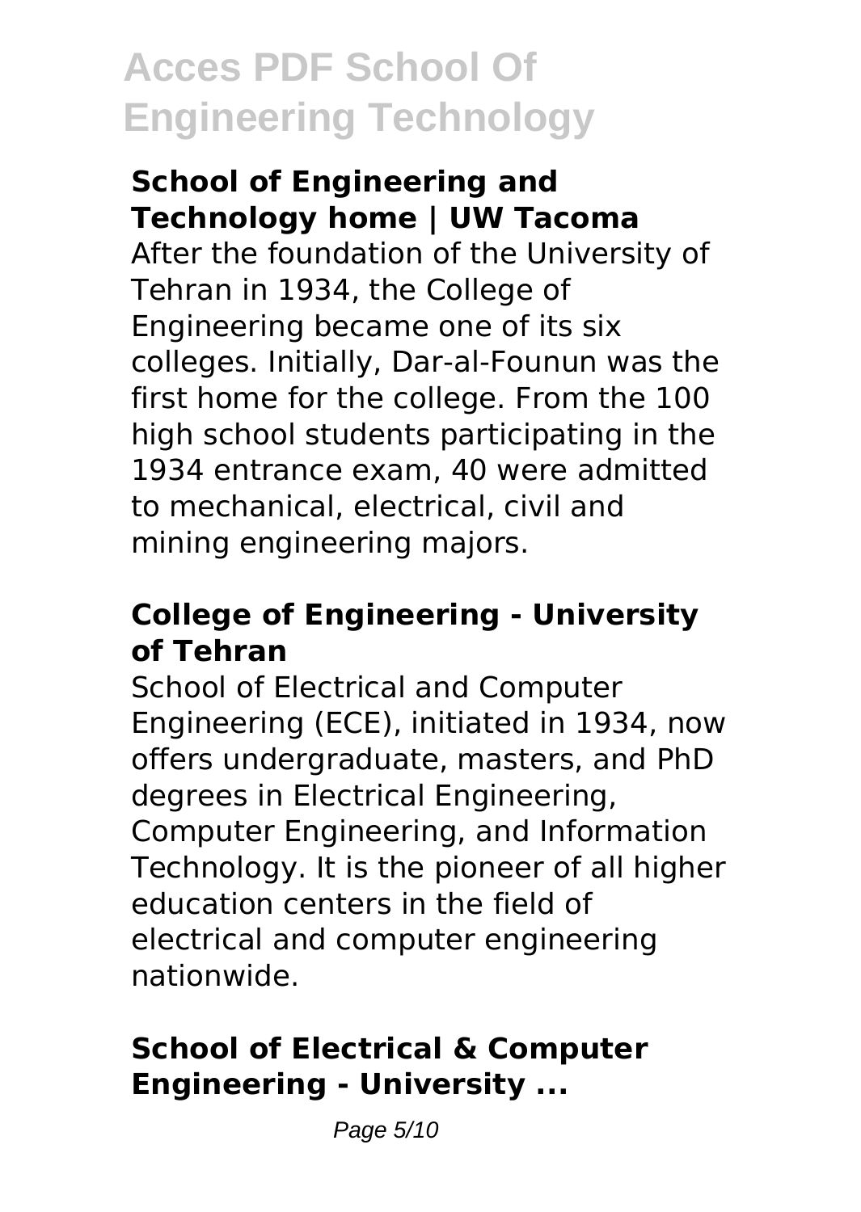### School of Engineering and Technology home | UW Tacoma

After the foundation of the University of Tehran in 1934, the College of Engineering became one of its six colleges. Initially, Dar-al-Founun was the first home for the college. From the 100 high school students participating in the 1934 entrance exam, 40 were admitted to mechanical, electrical, civil and mining engineering majors.

### College of Engineering - University of Tehran

School of Electrical and Computer Engineering (ECE), initiated in 1934, now offers undergraduate, masters, and PhD degrees in Electrical Engineering, Computer Engineering, and Information Technology. It is the pioneer of all higher education centers in the field of electrical and computer engineering nationwide.

### School of Electrical & Computer Engineering - University ...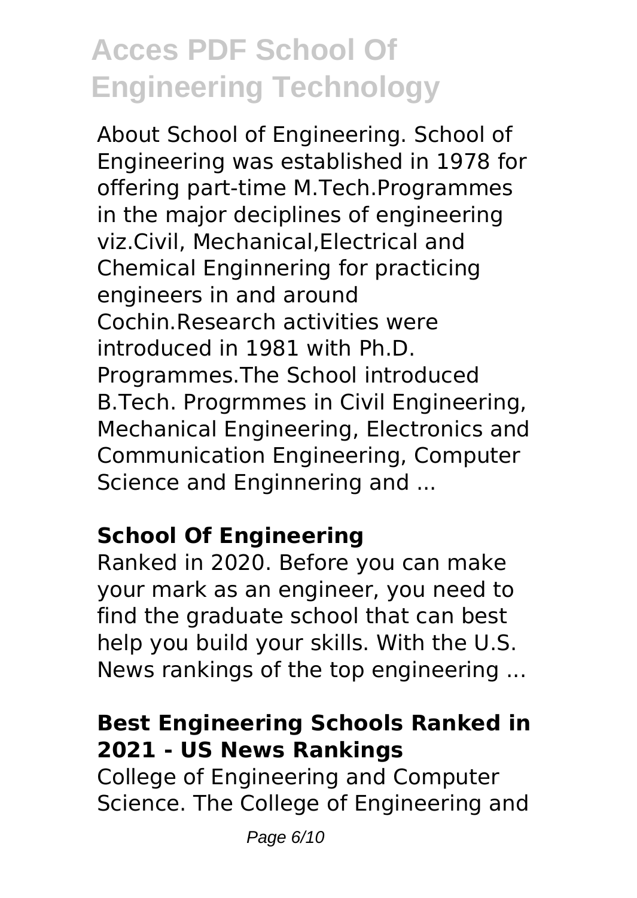About School of Engineering. School of Engineering was established in 1978 for offering part-time M.Tech.Programmes in the major deciplines of engineering viz.Civil, Mechanical,Electrical and Chemical Enginnering for practicing engineers in and around Cochin.Research activities were introduced in 1981 with Ph.D. Programmes.The School introduced B.Tech. Progrmmes in Civil Engineering, Mechanical Engineering, Electronics and Communication Engineering, Computer Science and Enginnering and ...

### School Of Engineering

Ranked in 2020. Before you can make your mark as an engineer, you need to find the graduate school that can best help you build your skills. With the U.S. News rankings of the top engineering ...

### Best Engineering Schools Ranked in 2021 - US News Rankings

College of Engineering and Computer Science. The College of Engineering and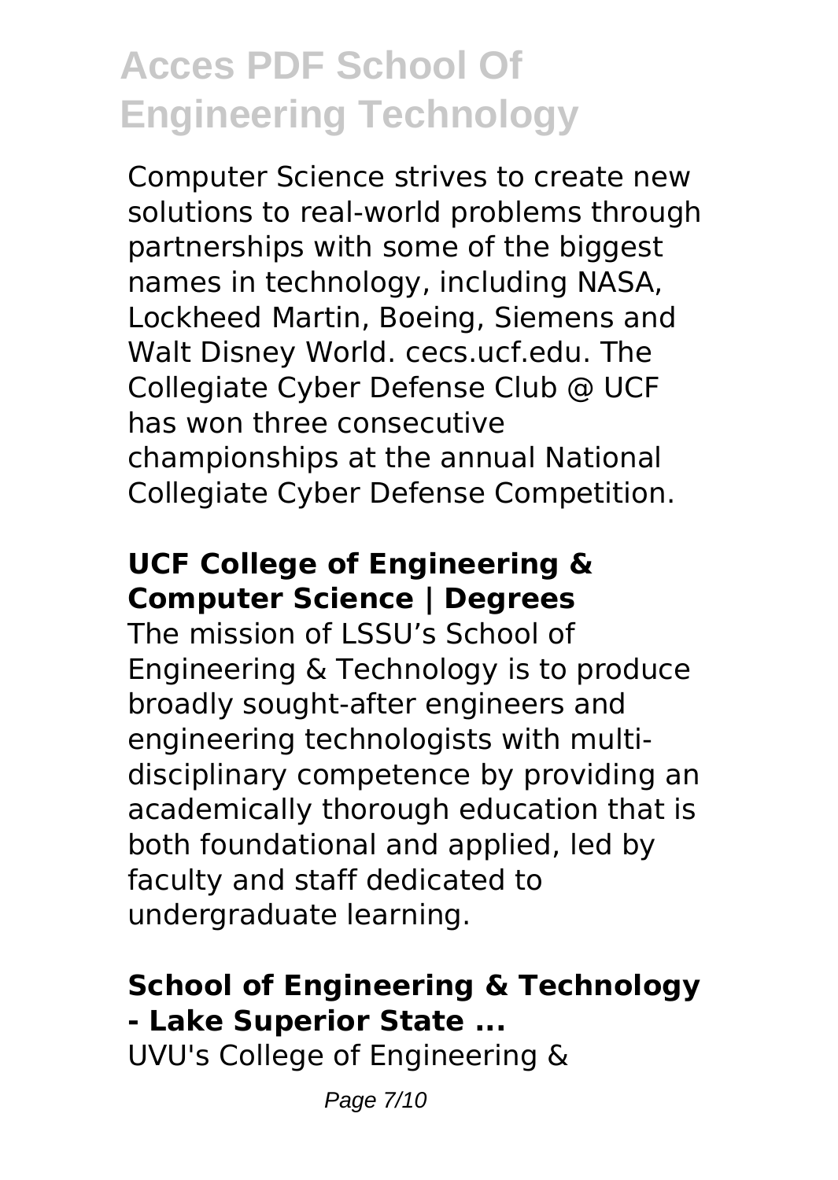Computer Science strives to create new solutions to real-world problems through partnerships with some of the biggest names in technology, including NASA, Lockheed Martin, Boeing, Siemens and Walt Disney World. cecs.ucf.edu. The Collegiate Cyber Defense Club @ UCF has won three consecutive championships at the annual National Collegiate Cyber Defense Competition.

## UCF College of Engineering & Computer Science | Degrees

The mission of LSSU's School of Engineering & Technology is to produce broadly sought-after engineers and engineering technologists with multi-disciplinary competence by providing an academically thorough education that is both foundational and applied, led by faculty and staff dedicated to undergraduate learning.

## School of Engineering & Technology - Lake Superior State ...

UVU's College of Engineering &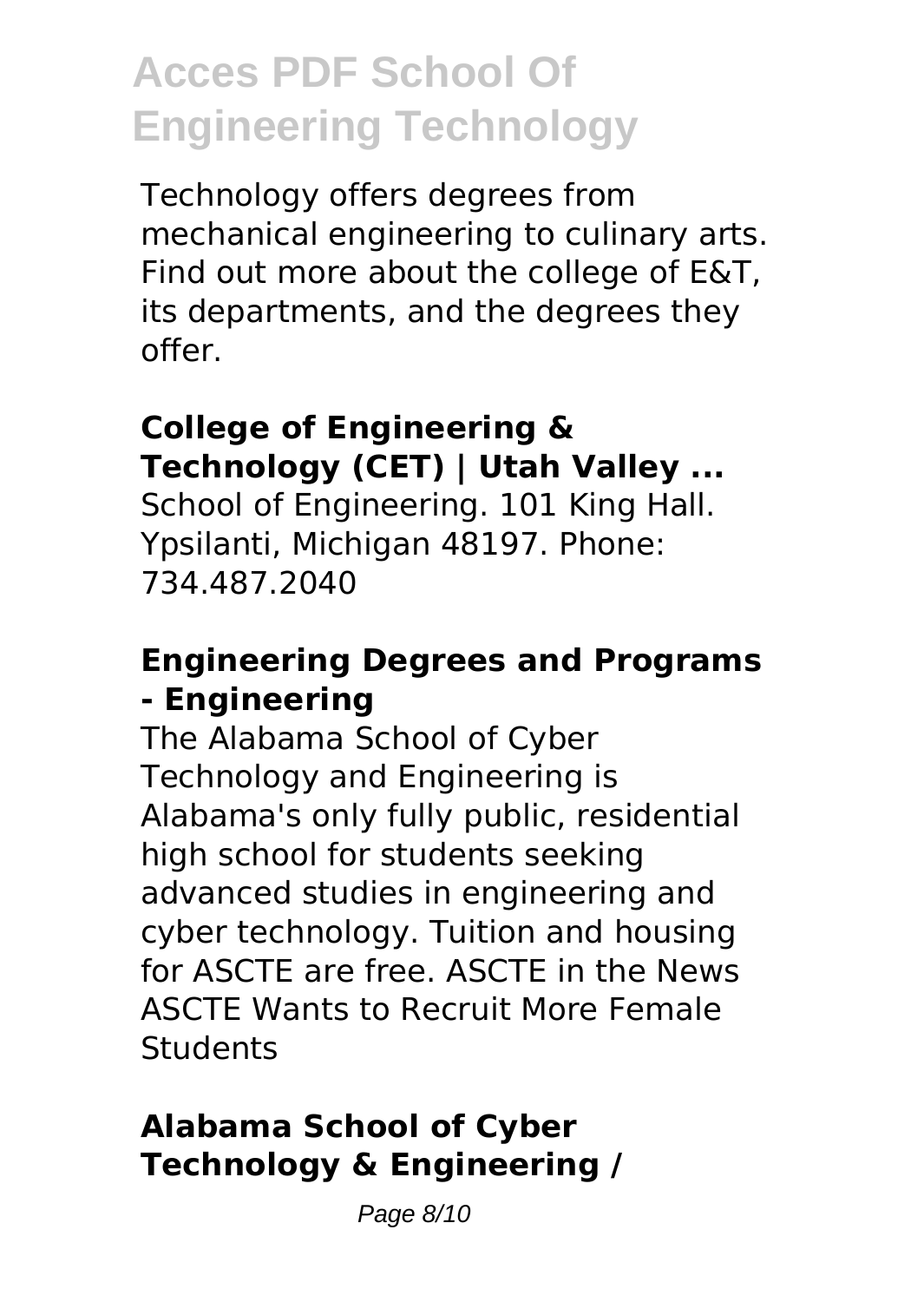Technology offers degrees from mechanical engineering to culinary arts. Find out more about the college of E&T, its departments, and the degrees they offer.

### College of Engineering & Technology (CET) | Utah Valley ...

School of Engineering. 101 King Hall. Ypsilanti, Michigan 48197. Phone: 734.487.2040

### Engineering Degrees and Programs - Engineering

The Alabama School of Cyber Technology and Engineering is Alabama's only fully public, residential high school for students seeking advanced studies in engineering and cyber technology. Tuition and housing for ASCTE are free. ASCTE in the News ASCTE Wants to Recruit More Female Students

### Alabama School of Cyber Technology & Engineering /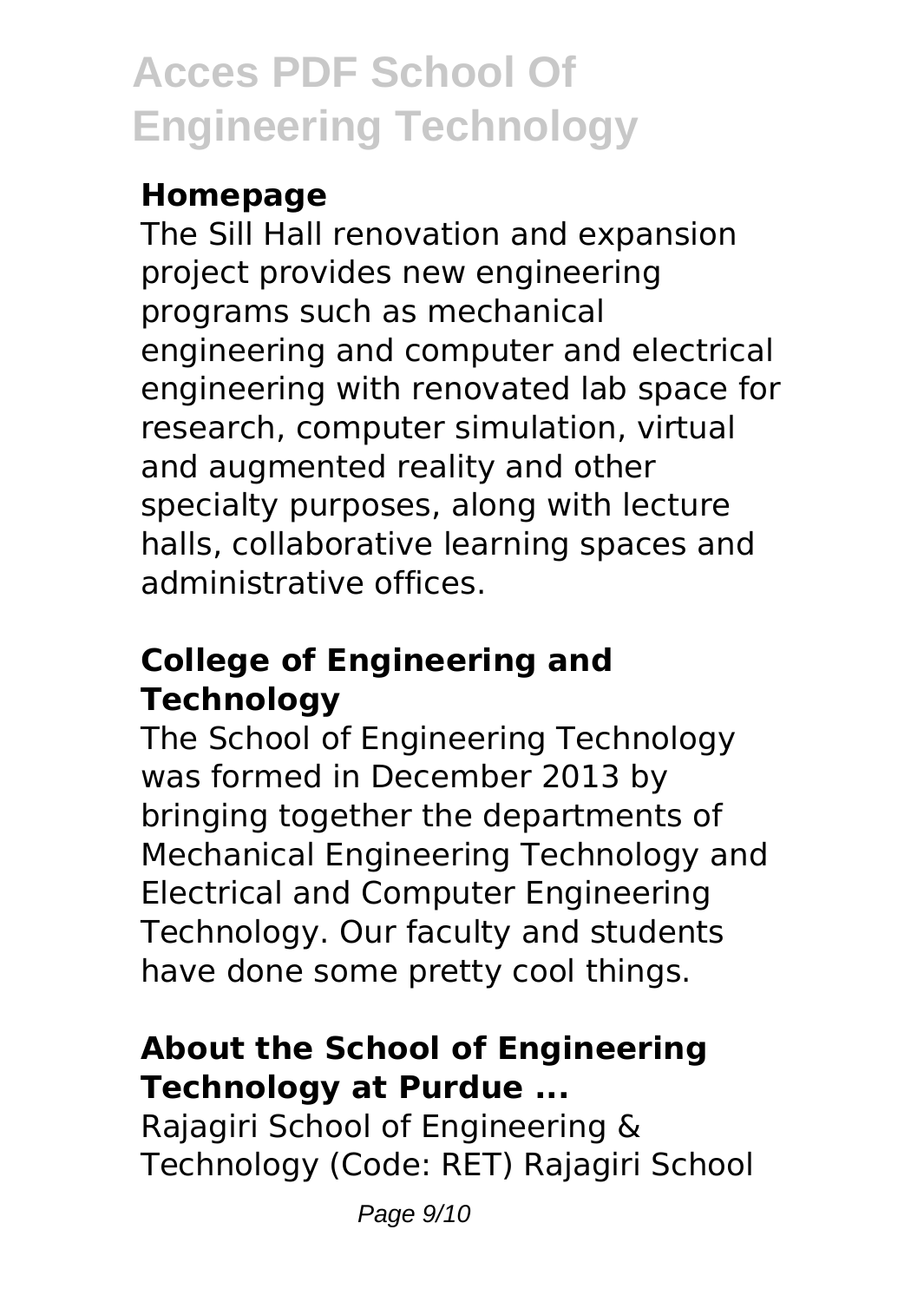### Homepage

The Sill Hall renovation and expansion project provides new engineering programs such as mechanical engineering and computer and electrical engineering with renovated lab space for research, computer simulation, virtual and augmented reality and other specialty purposes, along with lecture halls, collaborative learning spaces and administrative offices.

### College of Engineering and Technology

The School of Engineering Technology was formed in December 2013 by bringing together the departments of Mechanical Engineering Technology and Electrical and Computer Engineering Technology. Our faculty and students have done some pretty cool things.

### About the School of Engineering Technology at Purdue ...

Rajagiri School of Engineering & Technology (Code: RET) Rajagiri School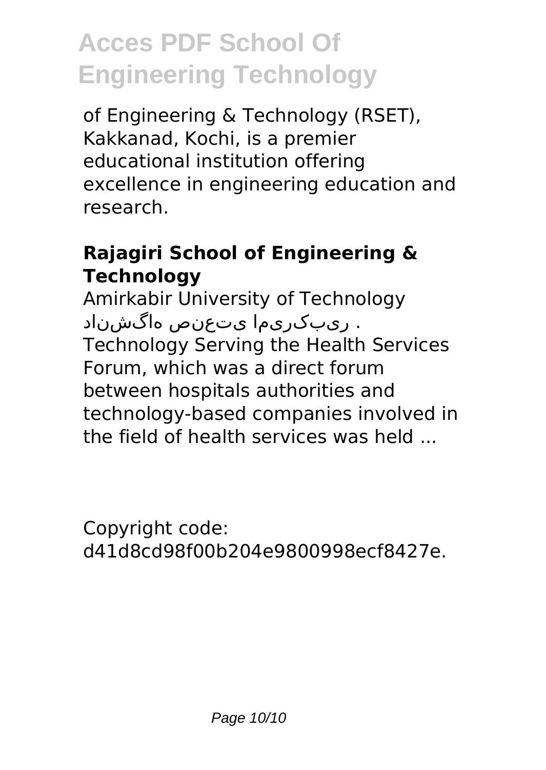of Engineering & Technology (RSET), Kakkanad, Kochi, is a premier educational institution offering excellence in engineering education and research.

**Rajagiri School of Engineering & Technology**

Amirkabir University of Technology . ریبکریما یتعنص هاگشناد Technology Serving the Health Services Forum, which was a direct forum between hospitals authorities and technology-based companies involved in the field of health services was held ...

Copyright code: d41d8cd98f00b204e9800998ecf8427e.